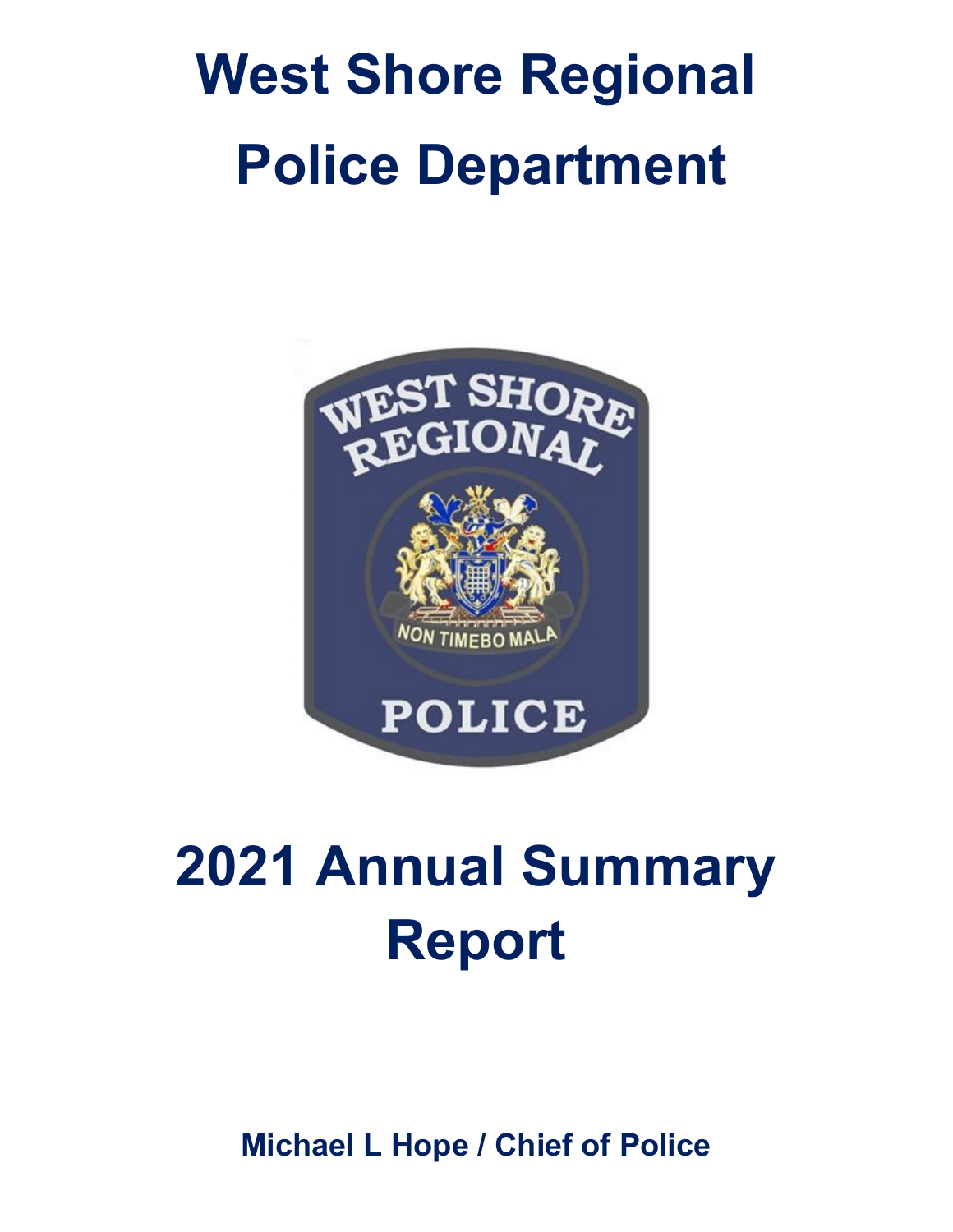# West Shore Regional Police Department

# 2021 Annual Summary Report

**Michael L Hope / Chief of Police**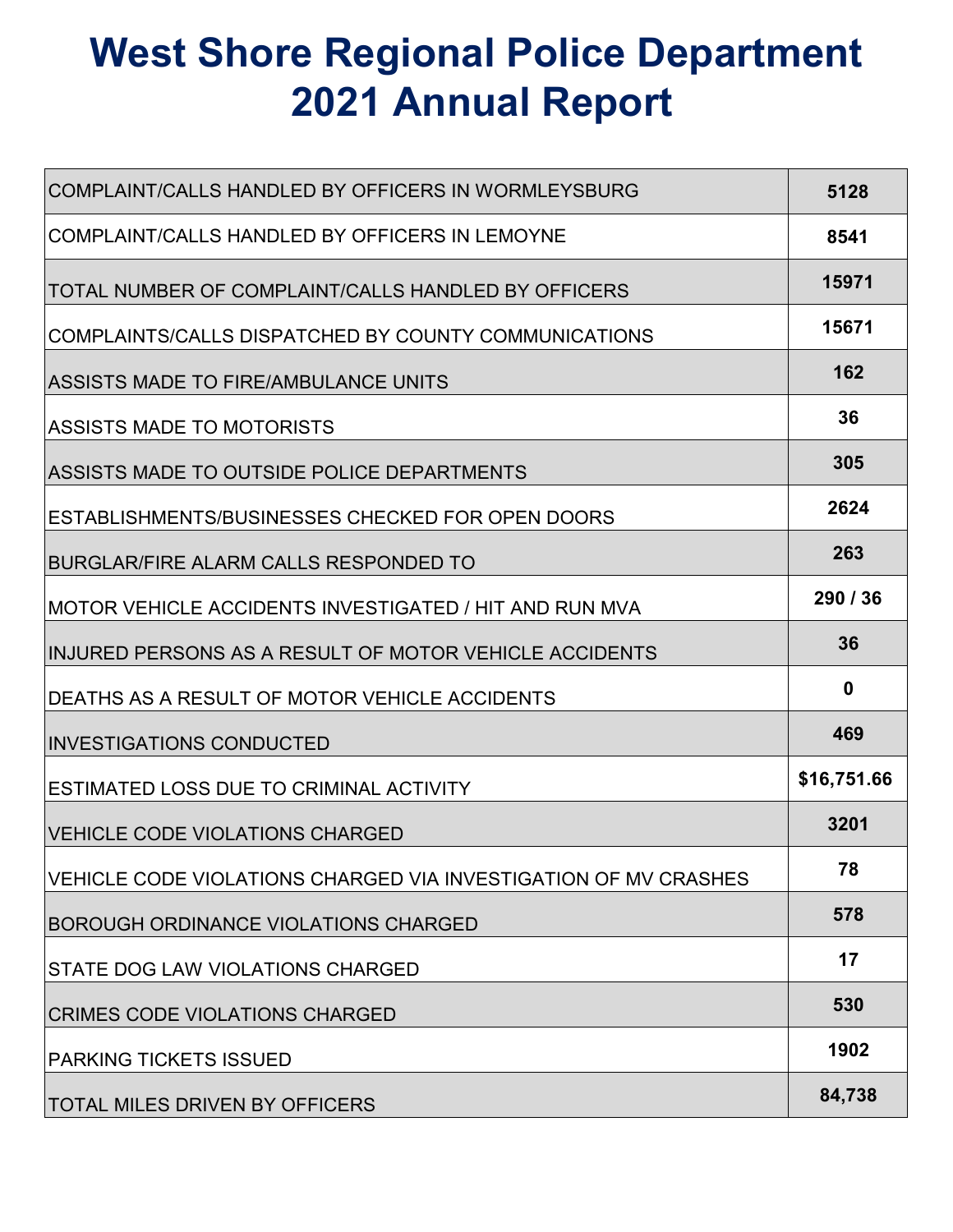# West Shore Regional Police Department 2021 Annual Report

| | |
|---|---|
| COMPLAINT/CALLS HANDLED BY OFFICERS IN WORMLEYSBURG | **5128** |
| COMPLAINT/CALLS HANDLED BY OFFICERS IN LEMOYNE | **8541** |
| TOTAL NUMBER OF COMPLAINT/CALLS HANDLED BY OFFICERS | **15971** |
| COMPLAINTS/CALLS DISPATCHED BY COUNTY COMMUNICATIONS | **15671** |
| ASSISTS MADE TO FIRE/AMBULANCE UNITS | **162** |
| ASSISTS MADE TO MOTORISTS | **36** |
| ASSISTS MADE TO OUTSIDE POLICE DEPARTMENTS | **305** |
| ESTABLISHMENTS/BUSINESSES CHECKED FOR OPEN DOORS | **2624** |
| BURGLAR/FIRE ALARM CALLS RESPONDED TO | **263** |
| MOTOR VEHICLE ACCIDENTS INVESTIGATED / HIT AND RUN MVA | **290 / 36** |
| INJURED PERSONS AS A RESULT OF MOTOR VEHICLE ACCIDENTS | **36** |
| DEATHS AS A RESULT OF MOTOR VEHICLE ACCIDENTS | **0** |
| INVESTIGATIONS CONDUCTED | **469** |
| ESTIMATED LOSS DUE TO CRIMINAL ACTIVITY | **$16,751.66** |
| VEHICLE CODE VIOLATIONS CHARGED | **3201** |
| VEHICLE CODE VIOLATIONS CHARGED VIA INVESTIGATION OF MV CRASHES | **78** |
| BOROUGH ORDINANCE VIOLATIONS CHARGED | **578** |
| STATE DOG LAW VIOLATIONS CHARGED | **17** |
| CRIMES CODE VIOLATIONS CHARGED | **530** |
| PARKING TICKETS ISSUED | **1902** |
| TOTAL MILES DRIVEN BY OFFICERS | **84,738** |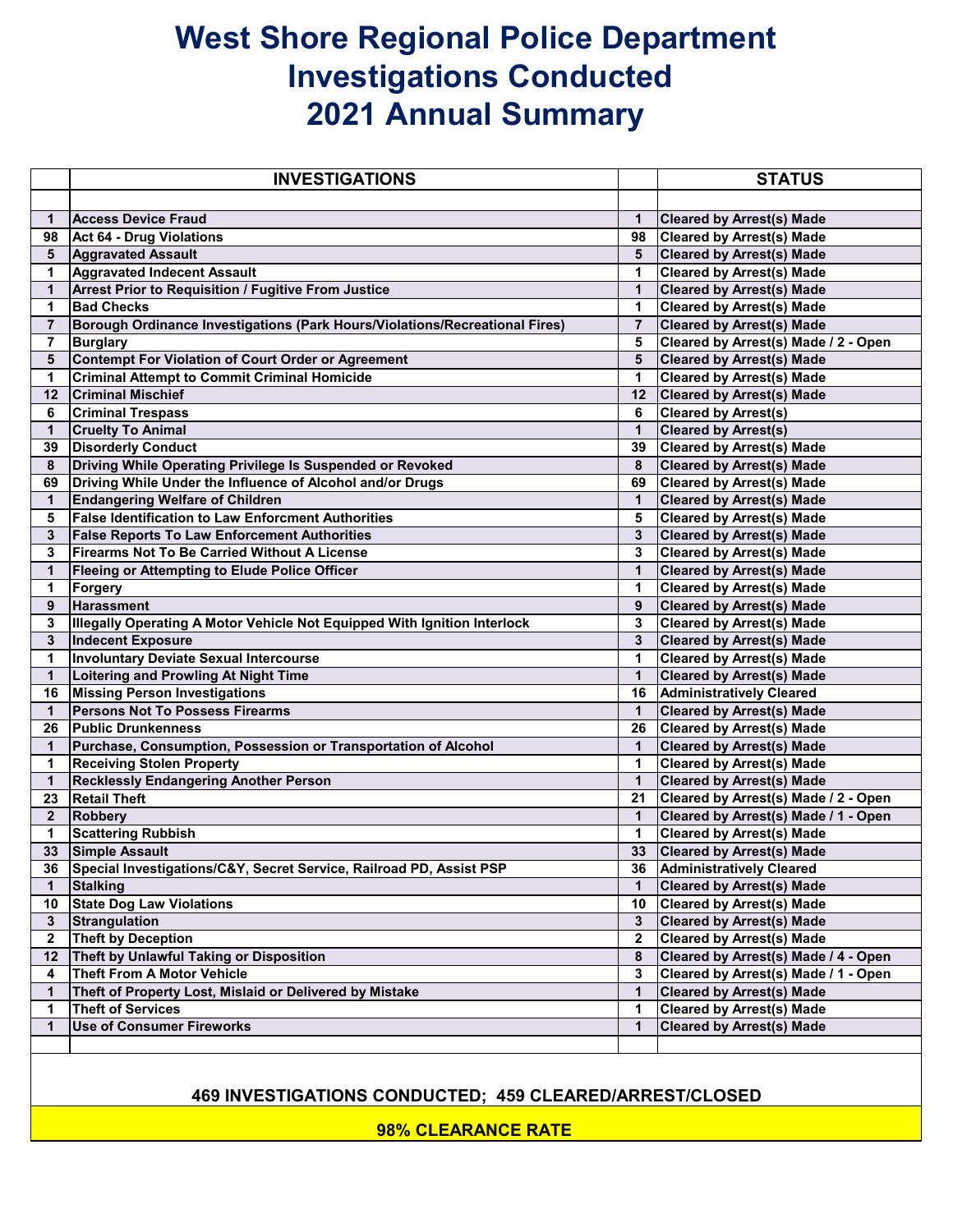# West Shore Regional Police Department
# Investigations Conducted
# 2021 Annual Summary

| | INVESTIGATIONS | | STATUS |
|---|---|---|---|
| 1 | Access Device Fraud | 1 | Cleared by Arrest(s) Made |
| 98 | Act 64 - Drug Violations | 98 | Cleared by Arrest(s) Made |
| 5 | Aggravated Assault | 5 | Cleared by Arrest(s) Made |
| 1 | Aggravated Indecent Assault | 1 | Cleared by Arrest(s) Made |
| 1 | Arrest Prior to Requisition / Fugitive From Justice | 1 | Cleared by Arrest(s) Made |
| 1 | Bad Checks | 1 | Cleared by Arrest(s) Made |
| 7 | Borough Ordinance Investigations (Park Hours/Violations/Recreational Fires) | 7 | Cleared by Arrest(s) Made |
| 7 | Burglary | 5 | Cleared by Arrest(s) Made / 2 - Open |
| 5 | Contempt For Violation of Court Order or Agreement | 5 | Cleared by Arrest(s) Made |
| 1 | Criminal Attempt to Commit Criminal Homicide | 1 | Cleared by Arrest(s) Made |
| 12 | Criminal Mischief | 12 | Cleared by Arrest(s) Made |
| 6 | Criminal Trespass | 6 | Cleared by Arrest(s) |
| 1 | Cruelty To Animal | 1 | Cleared by Arrest(s) |
| 39 | Disorderly Conduct | 39 | Cleared by Arrest(s) Made |
| 8 | Driving While Operating Privilege Is Suspended or Revoked | 8 | Cleared by Arrest(s) Made |
| 69 | Driving While Under the Influence of Alcohol and/or Drugs | 69 | Cleared by Arrest(s) Made |
| 1 | Endangering Welfare of Children | 1 | Cleared by Arrest(s) Made |
| 5 | False Identification to Law Enforcment Authorities | 5 | Cleared by Arrest(s) Made |
| 3 | False Reports To Law Enforcement Authorities | 3 | Cleared by Arrest(s) Made |
| 3 | Firearms Not To Be Carried Without A License | 3 | Cleared by Arrest(s) Made |
| 1 | Fleeing or Attempting to Elude Police Officer | 1 | Cleared by Arrest(s) Made |
| 1 | Forgery | 1 | Cleared by Arrest(s) Made |
| 9 | Harassment | 9 | Cleared by Arrest(s) Made |
| 3 | Illegally Operating A Motor Vehicle Not Equipped With Ignition Interlock | 3 | Cleared by Arrest(s) Made |
| 3 | Indecent Exposure | 3 | Cleared by Arrest(s) Made |
| 1 | Involuntary Deviate Sexual Intercourse | 1 | Cleared by Arrest(s) Made |
| 1 | Loitering and Prowling At Night Time | 1 | Cleared by Arrest(s) Made |
| 16 | Missing Person Investigations | 16 | Administratively Cleared |
| 1 | Persons Not To Possess Firearms | 1 | Cleared by Arrest(s) Made |
| 26 | Public Drunkenness | 26 | Cleared by Arrest(s) Made |
| 1 | Purchase, Consumption, Possession or Transportation of Alcohol | 1 | Cleared by Arrest(s) Made |
| 1 | Receiving Stolen Property | 1 | Cleared by Arrest(s) Made |
| 1 | Recklessly Endangering Another Person | 1 | Cleared by Arrest(s) Made |
| 23 | Retail Theft | 21 | Cleared by Arrest(s) Made / 2 - Open |
| 2 | Robbery | 1 | Cleared by Arrest(s) Made / 1 - Open |
| 1 | Scattering Rubbish | 1 | Cleared by Arrest(s) Made |
| 33 | Simple Assault | 33 | Cleared by Arrest(s) Made |
| 36 | Special Investigations/C&Y, Secret Service, Railroad PD, Assist PSP | 36 | Administratively Cleared |
| 1 | Stalking | 1 | Cleared by Arrest(s) Made |
| 10 | State Dog Law Violations | 10 | Cleared by Arrest(s) Made |
| 3 | Strangulation | 3 | Cleared by Arrest(s) Made |
| 2 | Theft by Deception | 2 | Cleared by Arrest(s) Made |
| 12 | Theft by Unlawful Taking or Disposition | 8 | Cleared by Arrest(s) Made / 4 - Open |
| 4 | Theft From A Motor Vehicle | 3 | Cleared by Arrest(s) Made / 1 - Open |
| 1 | Theft of Property Lost, Mislaid or Delivered by Mistake | 1 | Cleared by Arrest(s) Made |
| 1 | Theft of Services | 1 | Cleared by Arrest(s) Made |
| 1 | Use of Consumer Fireworks | 1 | Cleared by Arrest(s) Made |

**469 INVESTIGATIONS CONDUCTED; 459 CLEARED/ARREST/CLOSED**

**98% CLEARANCE RATE**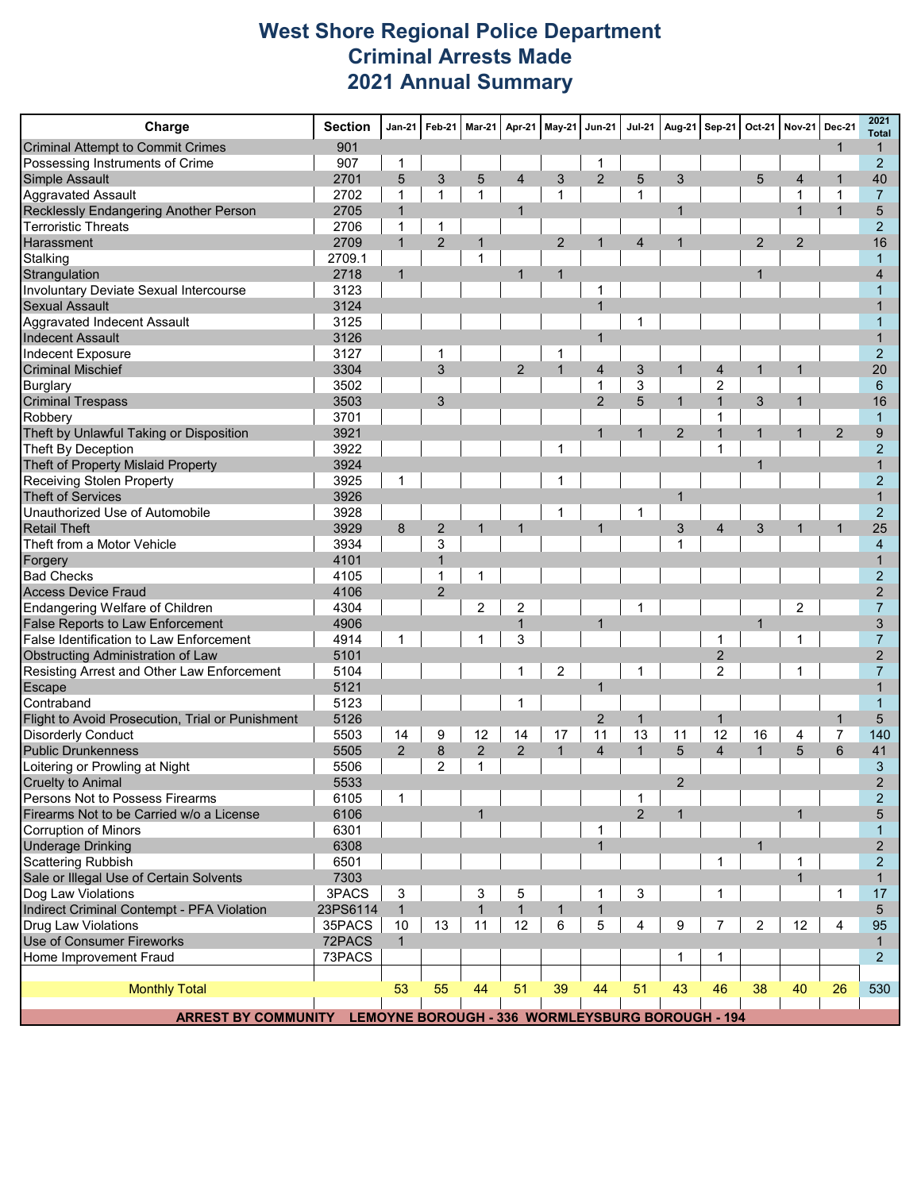# West Shore Regional Police Department
# Criminal Arrests Made
# 2021 Annual Summary

| Charge | Section | Jan-21 | Feb-21 | Mar-21 | Apr-21 | May-21 | Jun-21 | Jul-21 | Aug-21 | Sep-21 | Oct-21 | Nov-21 | Dec-21 | 2021 Total |
|---|---|---|---|---|---|---|---|---|---|---|---|---|---|---|
| Criminal Attempt to Commit Crimes | 901 | | | | | | | | | | | | 1 | 1 |
| Possessing Instruments of Crime | 907 | 1 | | | | | 1 | | | | | | | 2 |
| Simple Assault | 2701 | 5 | 3 | 5 | 4 | 3 | 2 | 5 | 3 | | 5 | 4 | 1 | 40 |
| Aggravated Assault | 2702 | 1 | 1 | 1 | | 1 | | 1 | | | | 1 | 1 | 7 |
| Recklessly Endangering Another Person | 2705 | 1 | | | 1 | | | | 1 | | | 1 | 1 | 5 |
| Terroristic Threats | 2706 | 1 | 1 | | | | | | | | | | | 2 |
| Harassment | 2709 | 1 | 2 | 1 | | 2 | 1 | 4 | 1 | | 2 | 2 | | 16 |
| Stalking | 2709.1 | | | 1 | | | | | | | | | | 1 |
| Strangulation | 2718 | 1 | | | 1 | 1 | | | | | 1 | | | 4 |
| Involuntary Deviate Sexual Intercourse | 3123 | | | | | | 1 | | | | | | | 1 |
| Sexual Assault | 3124 | | | | | | 1 | | | | | | | 1 |
| Aggravated Indecent Assault | 3125 | | | | | | | 1 | | | | | | 1 |
| Indecent Assault | 3126 | | | | | | 1 | | | | | | | 1 |
| Indecent Exposure | 3127 | | 1 | | | 1 | | | | | | | | 2 |
| Criminal Mischief | 3304 | | 3 | | 2 | 1 | 4 | 3 | 1 | 4 | 1 | 1 | | 20 |
| Burglary | 3502 | | | | | | 1 | 3 | | 2 | | | | 6 |
| Criminal Trespass | 3503 | | 3 | | | | 2 | 5 | 1 | 1 | 3 | 1 | | 16 |
| Robbery | 3701 | | | | | | | | | 1 | | | | 1 |
| Theft by Unlawful Taking or Disposition | 3921 | | | | | | 1 | 1 | 2 | 1 | 1 | 1 | 2 | 9 |
| Theft By Deception | 3922 | | | | | 1 | | | | 1 | | | | 2 |
| Theft of Property Mislaid Property | 3924 | | | | | | | | | | 1 | | | 1 |
| Receiving Stolen Property | 3925 | 1 | | | | 1 | | | | | | | | 2 |
| Theft of Services | 3926 | | | | | | | | 1 | | | | | 1 |
| Unauthorized Use of Automobile | 3928 | | | | | 1 | | 1 | | | | | | 2 |
| Retail Theft | 3929 | 8 | 2 | 1 | 1 | | 1 | | 3 | 4 | 3 | 1 | 1 | 25 |
| Theft from a Motor Vehicle | 3934 | | 3 | | | | | | 1 | | | | | 4 |
| Forgery | 4101 | | 1 | | | | | | | | | | | 1 |
| Bad Checks | 4105 | | 1 | 1 | | | | | | | | | | 2 |
| Access Device Fraud | 4106 | | 2 | | | | | | | | | | | 2 |
| Endangering Welfare of Children | 4304 | | | 2 | 2 | | | 1 | | | | 2 | | 7 |
| False Reports to Law Enforcement | 4906 | | | | 1 | | 1 | | | | 1 | | | 3 |
| False Identification to Law Enforcement | 4914 | 1 | | 1 | 3 | | | | | 1 | | 1 | | 7 |
| Obstructing Administration of Law | 5101 | | | | | | | | | 2 | | | | 2 |
| Resisting Arrest and Other Law Enforcement | 5104 | | | | 1 | 2 | | 1 | | 2 | | 1 | | 7 |
| Escape | 5121 | | | | | | 1 | | | | | | | 1 |
| Contraband | 5123 | | | | 1 | | | | | | | | | 1 |
| Flight to Avoid Prosecution, Trial or Punishment | 5126 | | | | | | 2 | 1 | | 1 | | | 1 | 5 |
| Disorderly Conduct | 5503 | 14 | 9 | 12 | 14 | 17 | 11 | 13 | 11 | 12 | 16 | 4 | 7 | 140 |
| Public Drunkenness | 5505 | 2 | 8 | 2 | 2 | 1 | 4 | 1 | 5 | 4 | 1 | 5 | 6 | 41 |
| Loitering or Prowling at Night | 5506 | | 2 | 1 | | | | | | | | | | 3 |
| Cruelty to Animal | 5533 | | | | | | | | 2 | | | | | 2 |
| Persons Not to Possess Firearms | 6105 | 1 | | | | | | 1 | | | | | | 2 |
| Firearms Not to be Carried w/o a License | 6106 | | | 1 | | | | 2 | 1 | | | 1 | | 5 |
| Corruption of Minors | 6301 | | | | | | 1 | | | | | | | 1 |
| Underage Drinking | 6308 | | | | | | 1 | | | | 1 | | | 2 |
| Scattering Rubbish | 6501 | | | | | | | | | 1 | | 1 | | 2 |
| Sale or Illegal Use of Certain Solvents | 7303 | | | | | | | | | | | 1 | | 1 |
| Dog Law Violations | 3PACS | 3 | | 3 | 5 | | 1 | 3 | | 1 | | | 1 | 17 |
| Indirect Criminal Contempt - PFA Violation | 23PS6114 | 1 | | 1 | 1 | 1 | 1 | | | | | | | 5 |
| Drug Law Violations | 35PACS | 10 | 13 | 11 | 12 | 6 | 5 | 4 | 9 | 7 | 2 | 12 | 4 | 95 |
| Use of Consumer Fireworks | 72PACS | 1 | | | | | | | | | | | | 1 |
| Home Improvement Fraud | 73PACS | | | | | | | | 1 | 1 | | | | 2 |
| Monthly Total | | 53 | 55 | 44 | 51 | 39 | 44 | 51 | 43 | 46 | 38 | 40 | 26 | 530 |

**ARREST BY COMMUNITY LEMOYNE BOROUGH - 336 WORMLEYSBURG BOROUGH - 194**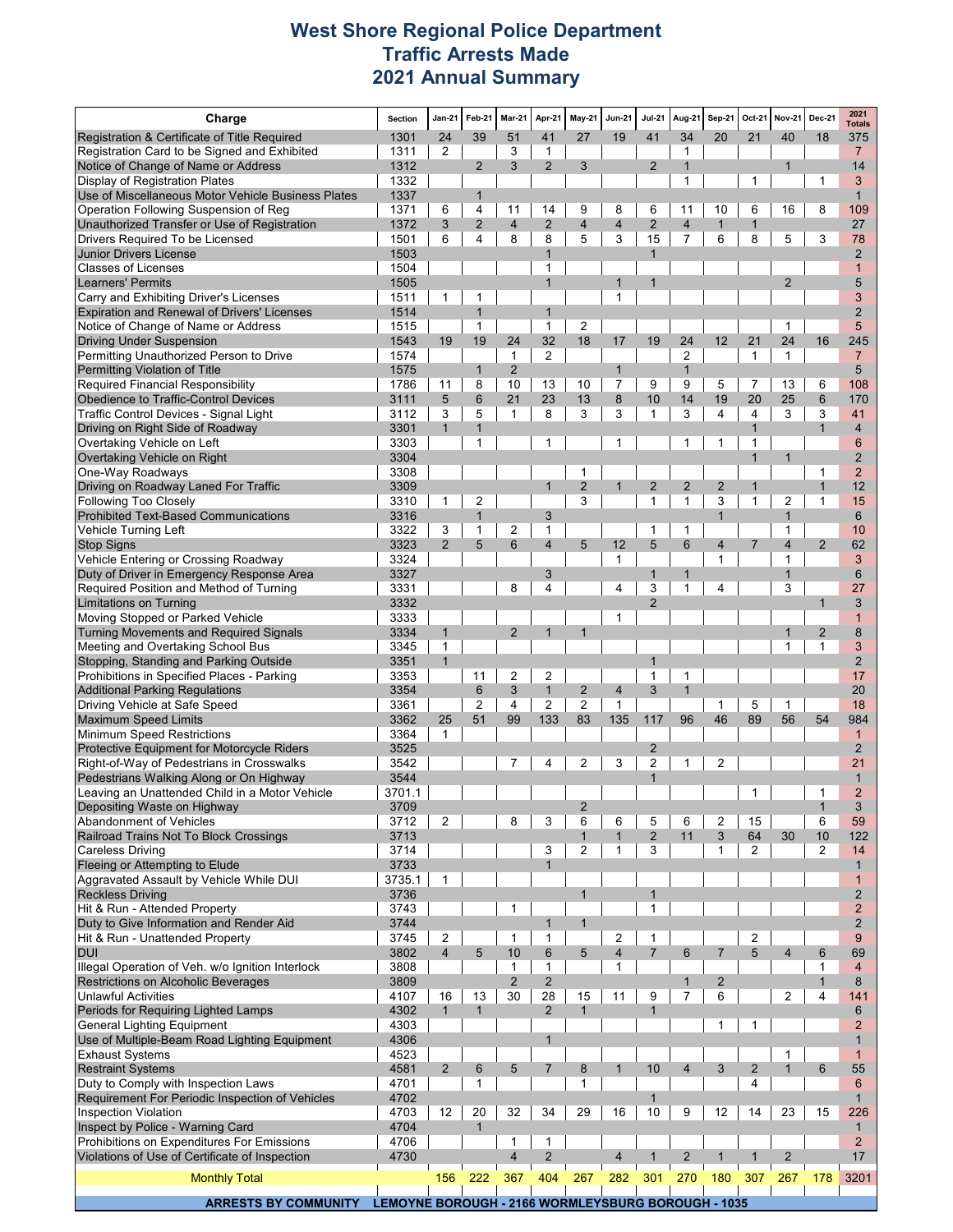# West Shore Regional Police Department
## Traffic Arrests Made
## 2021 Annual Summary

| Charge | Section | Jan-21 | Feb-21 | Mar-21 | Apr-21 | May-21 | Jun-21 | Jul-21 | Aug-21 | Sep-21 | Oct-21 | Nov-21 | Dec-21 | 2021 Totals |
|---|---|---|---|---|---|---|---|---|---|---|---|---|---|---|
| Registration & Certificate of Title Required | 1301 | 24 | 39 | 51 | 41 | 27 | 19 | 41 | 34 | 20 | 21 | 40 | 18 | 375 |
| Registration Card to be Signed and Exhibited | 1311 | 2 | | 3 | 1 | | | | 1 | | | | | 7 |
| Notice of Change of Name or Address | 1312 | | 2 | 3 | 2 | 3 | | 2 | 1 | | | 1 | | 14 |
| Display of Registration Plates | 1332 | | | | | | | | 1 | | 1 | | 1 | 3 |
| Use of Miscellaneous Motor Vehicle Business Plates | 1337 | | 1 | | | | | | | | | | | 1 |
| Operation Following Suspension of Reg | 1371 | 6 | 4 | 11 | 14 | 9 | 8 | 6 | 11 | 10 | 6 | 16 | 8 | 109 |
| Unauthorized Transfer or Use of Registration | 1372 | 3 | 2 | 4 | 2 | 4 | 4 | 2 | 4 | 1 | 1 | | | 27 |
| Drivers Required To be Licensed | 1501 | 6 | 4 | 8 | 8 | 5 | 3 | 15 | 7 | 6 | 8 | 5 | 3 | 78 |
| Junior Drivers License | 1503 | | | | 1 | | | 1 | | | | | | 2 |
| Classes of Licenses | 1504 | | | | 1 | | | | | | | | | 1 |
| Learners' Permits | 1505 | | | | 1 | | 1 | 1 | | | | 2 | | 5 |
| Carry and Exhibiting Driver's Licenses | 1511 | 1 | 1 | | | | 1 | | | | | | | 3 |
| Expiration and Renewal of Drivers' Licenses | 1514 | | 1 | | 1 | | | | | | | | | 2 |
| Notice of Change of Name or Address | 1515 | | 1 | | 1 | 2 | | | | | | 1 | | 5 |
| Driving Under Suspension | 1543 | 19 | 19 | 24 | 32 | 18 | 17 | 19 | 24 | 12 | 21 | 24 | 16 | 245 |
| Permitting Unauthorized Person to Drive | 1574 | | | 1 | 2 | | | | 2 | | 1 | 1 | | 7 |
| Permitting Violation of Title | 1575 | | 1 | 2 | | | 1 | | 1 | | | | | 5 |
| Required Financial Responsibility | 1786 | 11 | 8 | 10 | 13 | 10 | 7 | 9 | 9 | 5 | 7 | 13 | 6 | 108 |
| Obedience to Traffic-Control Devices | 3111 | 5 | 6 | 21 | 23 | 13 | 8 | 10 | 14 | 19 | 20 | 25 | 6 | 170 |
| Traffic Control Devices - Signal Light | 3112 | 3 | 5 | 1 | 8 | 3 | 3 | 1 | 3 | 4 | 4 | 3 | 3 | 41 |
| Driving on Right Side of Roadway | 3301 | 1 | 1 | | | | | | | | 1 | | 1 | 4 |
| Overtaking Vehicle on Left | 3303 | | 1 | | 1 | | 1 | | 1 | 1 | 1 | | | 6 |
| Overtaking Vehicle on Right | 3304 | | | | | | | | | | 1 | 1 | | 2 |
| One-Way Roadways | 3308 | | | | | 1 | | | | | | | 1 | 2 |
| Driving on Roadway Laned For Traffic | 3309 | | | | 1 | 2 | 1 | 2 | 2 | 2 | 1 | | 1 | 12 |
| Following Too Closely | 3310 | 1 | 2 | | | 3 | | 1 | 1 | 3 | 1 | 2 | 1 | 15 |
| Prohibited Text-Based Communications | 3316 | | 1 | | 3 | | | | | 1 | | 1 | | 6 |
| Vehicle Turning Left | 3322 | 3 | 1 | 2 | 1 | | | 1 | 1 | | | 1 | | 10 |
| Stop Signs | 3323 | 2 | 5 | 6 | 4 | 5 | 12 | 5 | 6 | 4 | 7 | 4 | 2 | 62 |
| Vehicle Entering or Crossing Roadway | 3324 | | | | | | 1 | | | 1 | | 1 | | 3 |
| Duty of Driver in Emergency Response Area | 3327 | | | | 3 | | | 1 | 1 | | | 1 | | 6 |
| Required Position and Method of Turning | 3331 | | | 8 | 4 | | 4 | 3 | 1 | 4 | | 3 | | 27 |
| Limitations on Turning | 3332 | | | | | | | 2 | | | | | 1 | 3 |
| Moving Stopped or Parked Vehicle | 3333 | | | | | | 1 | | | | | | | 1 |
| Turning Movements and Required Signals | 3334 | 1 | | 2 | 1 | 1 | | | | | | 1 | 2 | 8 |
| Meeting and Overtaking School Bus | 3345 | 1 | | | | | | | | | | 1 | 1 | 3 |
| Stopping, Standing and Parking Outside | 3351 | 1 | | | | | | 1 | | | | | | 2 |
| Prohibitions in Specified Places - Parking | 3353 | | 11 | 2 | 2 | | | 1 | 1 | | | | | 17 |
| Additional Parking Regulations | 3354 | | 6 | 3 | 1 | 2 | 4 | 3 | 1 | | | | | 20 |
| Driving Vehicle at Safe Speed | 3361 | | 2 | 4 | 2 | 2 | 1 | | | 1 | 5 | 1 | | 18 |
| Maximum Speed Limits | 3362 | 25 | 51 | 99 | 133 | 83 | 135 | 117 | 96 | 46 | 89 | 56 | 54 | 984 |
| Minimum Speed Restrictions | 3364 | 1 | | | | | | | | | | | | 1 |
| Protective Equipment for Motorcycle Riders | 3525 | | | | | | | 2 | | | | | | 2 |
| Right-of-Way of Pedestrians in Crosswalks | 3542 | | | 7 | 4 | 2 | 3 | 2 | 1 | 2 | | | | 21 |
| Pedestrians Walking Along or On Highway | 3544 | | | | | | | 1 | | | | | | 1 |
| Leaving an Unattended Child in a Motor Vehicle | 3701.1 | | | | | | | | | | 1 | | 1 | 2 |
| Depositing Waste on Highway | 3709 | | | | | 2 | | | | | | | 1 | 3 |
| Abandonment of Vehicles | 3712 | 2 | | 8 | 3 | 6 | 6 | 5 | 6 | 2 | 15 | | 6 | 59 |
| Railroad Trains Not To Block Crossings | 3713 | | | | | 1 | 1 | 2 | 11 | 3 | 64 | 30 | 10 | 122 |
| Careless Driving | 3714 | | | | 3 | 2 | 1 | 3 | | 1 | 2 | | 2 | 14 |
| Fleeing or Attempting to Elude | 3733 | | | | 1 | | | | | | | | | 1 |
| Aggravated Assault by Vehicle While DUI | 3735.1 | 1 | | | | | | | | | | | | 1 |
| Reckless Driving | 3736 | | | | | 1 | | 1 | | | | | | 2 |
| Hit & Run - Attended Property | 3743 | | | 1 | | | | 1 | | | | | | 2 |
| Duty to Give Information and Render Aid | 3744 | | | | 1 | 1 | | | | | | | | 2 |
| Hit & Run - Unattended Property | 3745 | 2 | | 1 | 1 | | 2 | 1 | | | 2 | | | 9 |
| DUI | 3802 | 4 | 5 | 10 | 6 | 5 | 4 | 7 | 6 | 7 | 5 | 4 | 6 | 69 |
| Illegal Operation of Veh. w/o Ignition Interlock | 3808 | | | 1 | 1 | | 1 | | | | | | 1 | 4 |
| Restrictions on Alcoholic Beverages | 3809 | | | 2 | 2 | | | | 1 | 2 | | | 1 | 8 |
| Unlawful Activities | 4107 | 16 | 13 | 30 | 28 | 15 | 11 | 9 | 7 | 6 | | 2 | 4 | 141 |
| Periods for Requiring Lighted Lamps | 4302 | 1 | 1 | | 2 | 1 | | 1 | | | | | | 6 |
| General Lighting Equipment | 4303 | | | | | | | | | 1 | 1 | | | 2 |
| Use of Multiple-Beam Road Lighting Equipment | 4306 | | | | 1 | | | | | | | | | 1 |
| Exhaust Systems | 4523 | | | | | | | | | | | 1 | | 1 |
| Restraint Systems | 4581 | 2 | 6 | 5 | 7 | 8 | 1 | 10 | 4 | 3 | 2 | 1 | 6 | 55 |
| Duty to Comply with Inspection Laws | 4701 | | 1 | | | 1 | | | | | 4 | | | 6 |
| Requirement For Periodic Inspection of Vehicles | 4702 | | | | | | | 1 | | | | | | 1 |
| Inspection Violation | 4703 | 12 | 20 | 32 | 34 | 29 | 16 | 10 | 9 | 12 | 14 | 23 | 15 | 226 |
| Inspect by Police - Warning Card | 4704 | | 1 | | | | | | | | | | | 1 |
| Prohibitions on Expenditures For Emissions | 4706 | | | 1 | 1 | | | | | | | | | 2 |
| Violations of Use of Certificate of Inspection | 4730 | | | 4 | 2 | | 4 | 1 | 2 | 1 | 1 | 2 | | 17 |
| Monthly Total | | 156 | 222 | 367 | 404 | 267 | 282 | 301 | 270 | 180 | 307 | 267 | 178 | 3201 |

**ARRESTS BY COMMUNITY** LEMOYNE BOROUGH - 2166 WORMLEYSBURG BOROUGH - 1035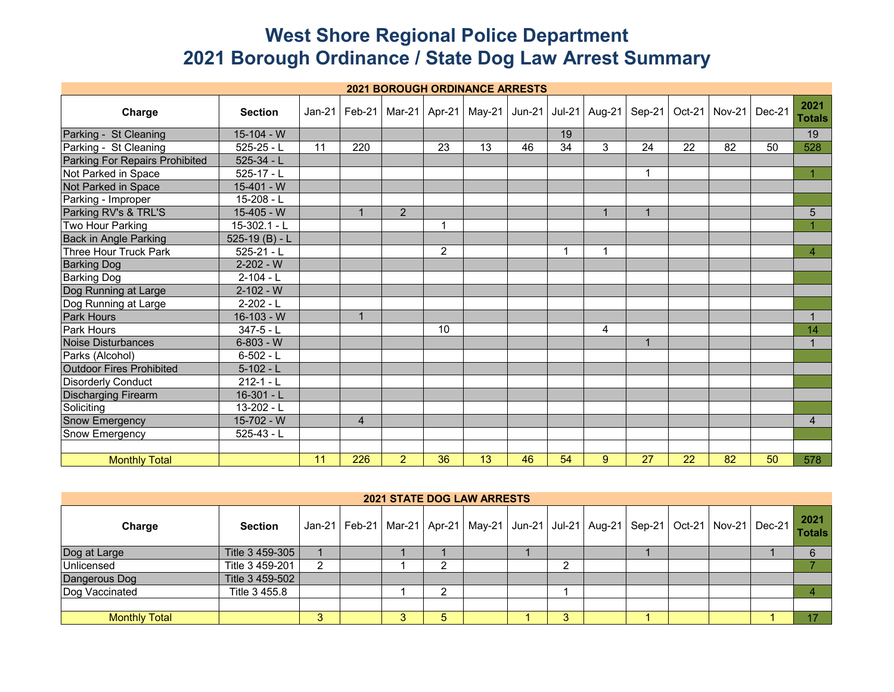# West Shore Regional Police Department
# 2021 Borough Ordinance / State Dog Law Arrest Summary

**2021 BOROUGH ORDINANCE ARRESTS**

| Charge | Section | Jan-21 | Feb-21 | Mar-21 | Apr-21 | May-21 | Jun-21 | Jul-21 | Aug-21 | Sep-21 | Oct-21 | Nov-21 | Dec-21 | 2021 Totals |
|---|---|---|---|---|---|---|---|---|---|---|---|---|---|---|
| Parking - St Cleaning | 15-104 - W | | | | | | | 19 | | | | | | 19 |
| Parking - St Cleaning | 525-25 - L | 11 | 220 | | 23 | 13 | 46 | 34 | 3 | 24 | 22 | 82 | 50 | 528 |
| Parking For Repairs Prohibited | 525-34 - L | | | | | | | | | | | | | |
| Not Parked in Space | 525-17 - L | | | | | | | | | 1 | | | | 1 |
| Not Parked in Space | 15-401 - W | | | | | | | | | | | | | |
| Parking - Improper | 15-208 - L | | | | | | | | | | | | | |
| Parking RV's & TRL'S | 15-405 - W | | 1 | 2 | | | | | 1 | 1 | | | | 5 |
| Two Hour Parking | 15-302.1 - L | | | | 1 | | | | | | | | | 1 |
| Back in Angle Parking | 525-19 (B) - L | | | | | | | | | | | | | |
| Three Hour Truck Park | 525-21 - L | | | | 2 | | | 1 | 1 | | | | | 4 |
| Barking Dog | 2-202 - W | | | | | | | | | | | | | |
| Barking Dog | 2-104 - L | | | | | | | | | | | | | |
| Dog Running at Large | 2-102 - W | | | | | | | | | | | | | |
| Dog Running at Large | 2-202 - L | | | | | | | | | | | | | |
| Park Hours | 16-103 - W | | 1 | | | | | | | | | | | 1 |
| Park Hours | 347-5 - L | | | | 10 | | | | 4 | | | | | 14 |
| Noise Disturbances | 6-803 - W | | | | | | | | | 1 | | | | 1 |
| Parks (Alcohol) | 6-502 - L | | | | | | | | | | | | | |
| Outdoor Fires Prohibited | 5-102 - L | | | | | | | | | | | | | |
| Disorderly Conduct | 212-1 - L | | | | | | | | | | | | | |
| Discharging Firearm | 16-301 - L | | | | | | | | | | | | | |
| Soliciting | 13-202 - L | | | | | | | | | | | | | |
| Snow Emergency | 15-702 - W | | 4 | | | | | | | | | | | 4 |
| Snow Emergency | 525-43 - L | | | | | | | | | | | | | |
| | | | | | | | | | | | | | | |
| Monthly Total | | 11 | 226 | 2 | 36 | 13 | 46 | 54 | 9 | 27 | 22 | 82 | 50 | 578 |

**2021 STATE DOG LAW ARRESTS**

| Charge | Section | Jan-21 | Feb-21 | Mar-21 | Apr-21 | May-21 | Jun-21 | Jul-21 | Aug-21 | Sep-21 | Oct-21 | Nov-21 | Dec-21 | 2021 Totals |
|---|---|---|---|---|---|---|---|---|---|---|---|---|---|---|
| Dog at Large | Title 3 459-305 | 1 | | 1 | 1 | | 1 | | | 1 | | | 1 | 6 |
| Unlicensed | Title 3 459-201 | 2 | | 1 | 2 | | | 2 | | | | | | 7 |
| Dangerous Dog | Title 3 459-502 | | | | | | | | | | | | | |
| Dog Vaccinated | Title 3 455.8 | | | 1 | 2 | | | 1 | | | | | | 4 |
| | | | | | | | | | | | | | | |
| Monthly Total | | 3 | | 3 | 5 | | 1 | 3 | | 1 | | | 1 | 17 |